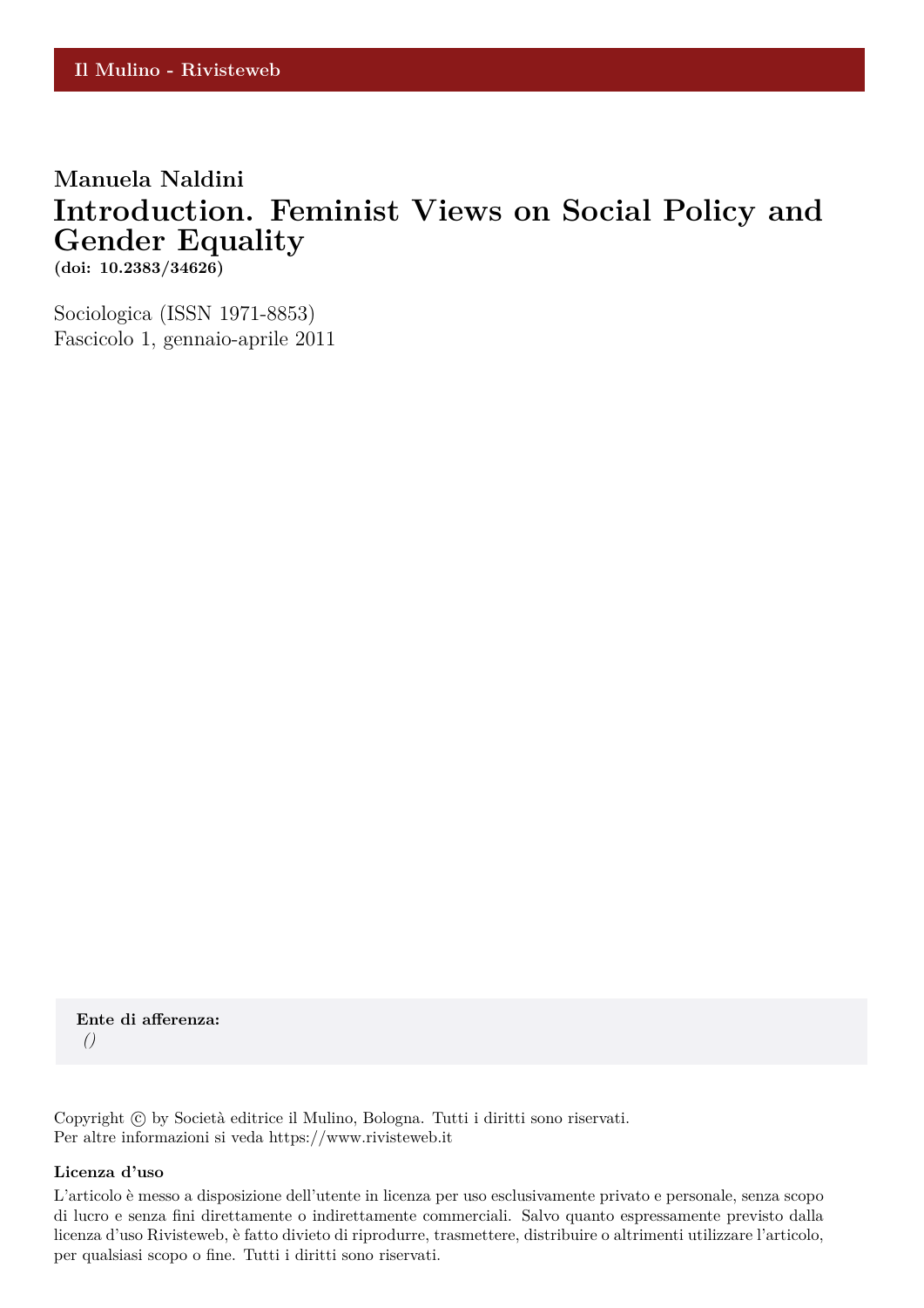Il Mulino - Rivisteweb

**Manuela Naldini**

# Introduction. Feminist Views on Social Policy and Gender Equality

**(doi: 10.2383/34626)**

Sociologica (ISSN 1971-8853)
Fascicolo 1, gennaio-aprile 2011

**Ente di afferenza:**
*()*

Copyright © by Società editrice il Mulino, Bologna. Tutti i diritti sono riservati.
Per altre informazioni si veda https://www.rivisteweb.it

**Licenza d'uso**

L'articolo è messo a disposizione dell'utente in licenza per uso esclusivamente privato e personale, senza scopo di lucro e senza fini direttamente o indirettamente commerciali. Salvo quanto espressamente previsto dalla licenza d'uso Rivisteweb, è fatto divieto di riprodurre, trasmettere, distribuire o altrimenti utilizzare l'articolo, per qualsiasi scopo o fine. Tutti i diritti sono riservati.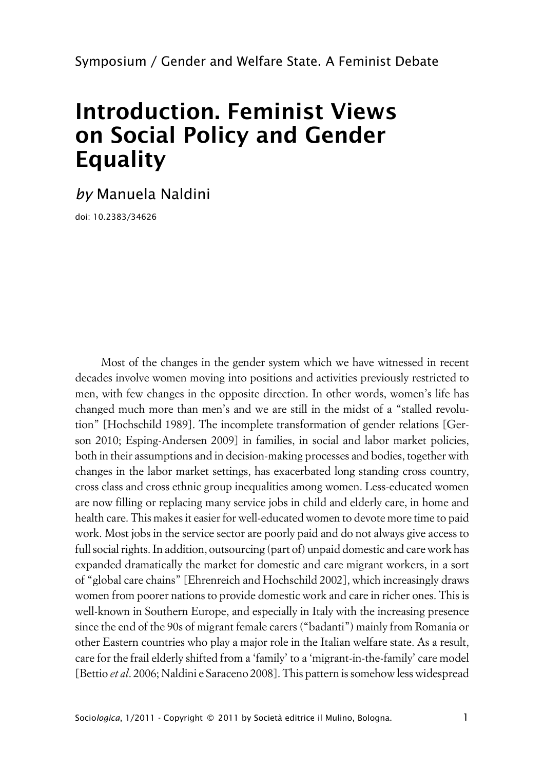Symposium / Gender and Welfare State. A Feminist Debate

# Introduction. Feminist Views on Social Policy and Gender Equality

*by* Manuela Naldini

doi: 10.2383/34626

Most of the changes in the gender system which we have witnessed in recent decades involve women moving into positions and activities previously restricted to men, with few changes in the opposite direction. In other words, women's life has changed much more than men's and we are still in the midst of a "stalled revolution" [Hochschild 1989]. The incomplete transformation of gender relations [Gerson 2010; Esping-Andersen 2009] in families, in social and labor market policies, both in their assumptions and in decision-making processes and bodies, together with changes in the labor market settings, has exacerbated long standing cross country, cross class and cross ethnic group inequalities among women. Less-educated women are now filling or replacing many service jobs in child and elderly care, in home and health care. This makes it easier for well-educated women to devote more time to paid work. Most jobs in the service sector are poorly paid and do not always give access to full social rights. In addition, outsourcing (part of) unpaid domestic and care work has expanded dramatically the market for domestic and care migrant workers, in a sort of "global care chains" [Ehrenreich and Hochschild 2002], which increasingly draws women from poorer nations to provide domestic work and care in richer ones. This is well-known in Southern Europe, and especially in Italy with the increasing presence since the end of the 90s of migrant female carers ("badanti") mainly from Romania or other Eastern countries who play a major role in the Italian welfare state. As a result, care for the frail elderly shifted from a 'family' to a 'migrant-in-the-family' care model [Bettio *et al*. 2006; Naldini e Saraceno 2008]. This pattern is somehow less widespread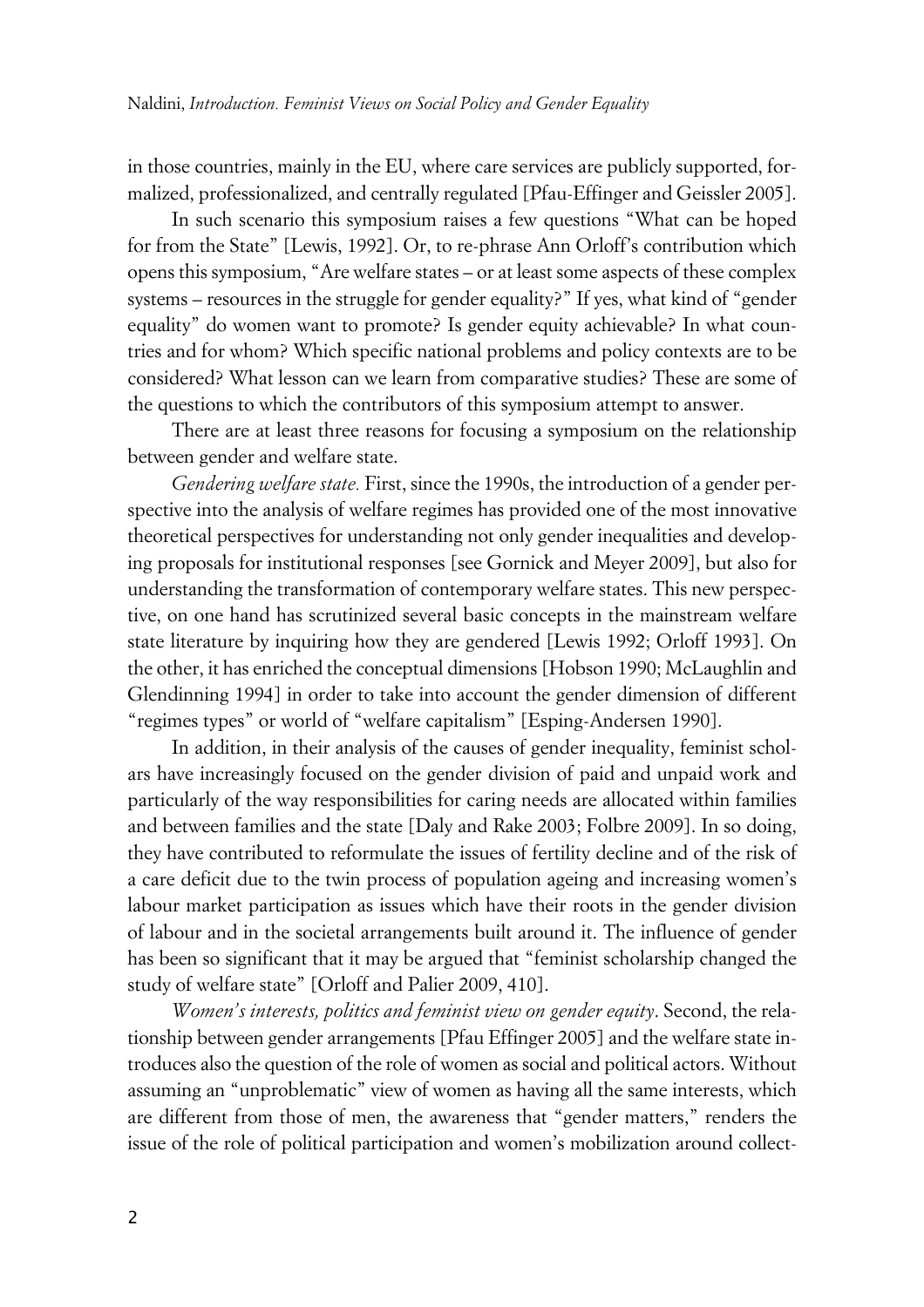in those countries, mainly in the EU, where care services are publicly supported, formalized, professionalized, and centrally regulated [Pfau-Effinger and Geissler 2005].

In such scenario this symposium raises a few questions "What can be hoped for from the State" [Lewis, 1992]. Or, to re-phrase Ann Orloff's contribution which opens this symposium, "Are welfare states – or at least some aspects of these complex systems – resources in the struggle for gender equality?" If yes, what kind of "gender equality" do women want to promote? Is gender equity achievable? In what countries and for whom? Which specific national problems and policy contexts are to be considered? What lesson can we learn from comparative studies? These are some of the questions to which the contributors of this symposium attempt to answer.

There are at least three reasons for focusing a symposium on the relationship between gender and welfare state.

*Gendering welfare state.* First, since the 1990s, the introduction of a gender perspective into the analysis of welfare regimes has provided one of the most innovative theoretical perspectives for understanding not only gender inequalities and developing proposals for institutional responses [see Gornick and Meyer 2009], but also for understanding the transformation of contemporary welfare states. This new perspective, on one hand has scrutinized several basic concepts in the mainstream welfare state literature by inquiring how they are gendered [Lewis 1992; Orloff 1993]. On the other, it has enriched the conceptual dimensions [Hobson 1990; McLaughlin and Glendinning 1994] in order to take into account the gender dimension of different "regimes types" or world of "welfare capitalism" [Esping-Andersen 1990].

In addition, in their analysis of the causes of gender inequality, feminist scholars have increasingly focused on the gender division of paid and unpaid work and particularly of the way responsibilities for caring needs are allocated within families and between families and the state [Daly and Rake 2003; Folbre 2009]. In so doing, they have contributed to reformulate the issues of fertility decline and of the risk of a care deficit due to the twin process of population ageing and increasing women's labour market participation as issues which have their roots in the gender division of labour and in the societal arrangements built around it. The influence of gender has been so significant that it may be argued that "feminist scholarship changed the study of welfare state" [Orloff and Palier 2009, 410].

*Women's interests, politics and feminist view on gender equity*. Second, the relationship between gender arrangements [Pfau Effinger 2005] and the welfare state introduces also the question of the role of women as social and political actors. Without assuming an "unproblematic" view of women as having all the same interests, which are different from those of men, the awareness that "gender matters," renders the issue of the role of political participation and women's mobilization around collect-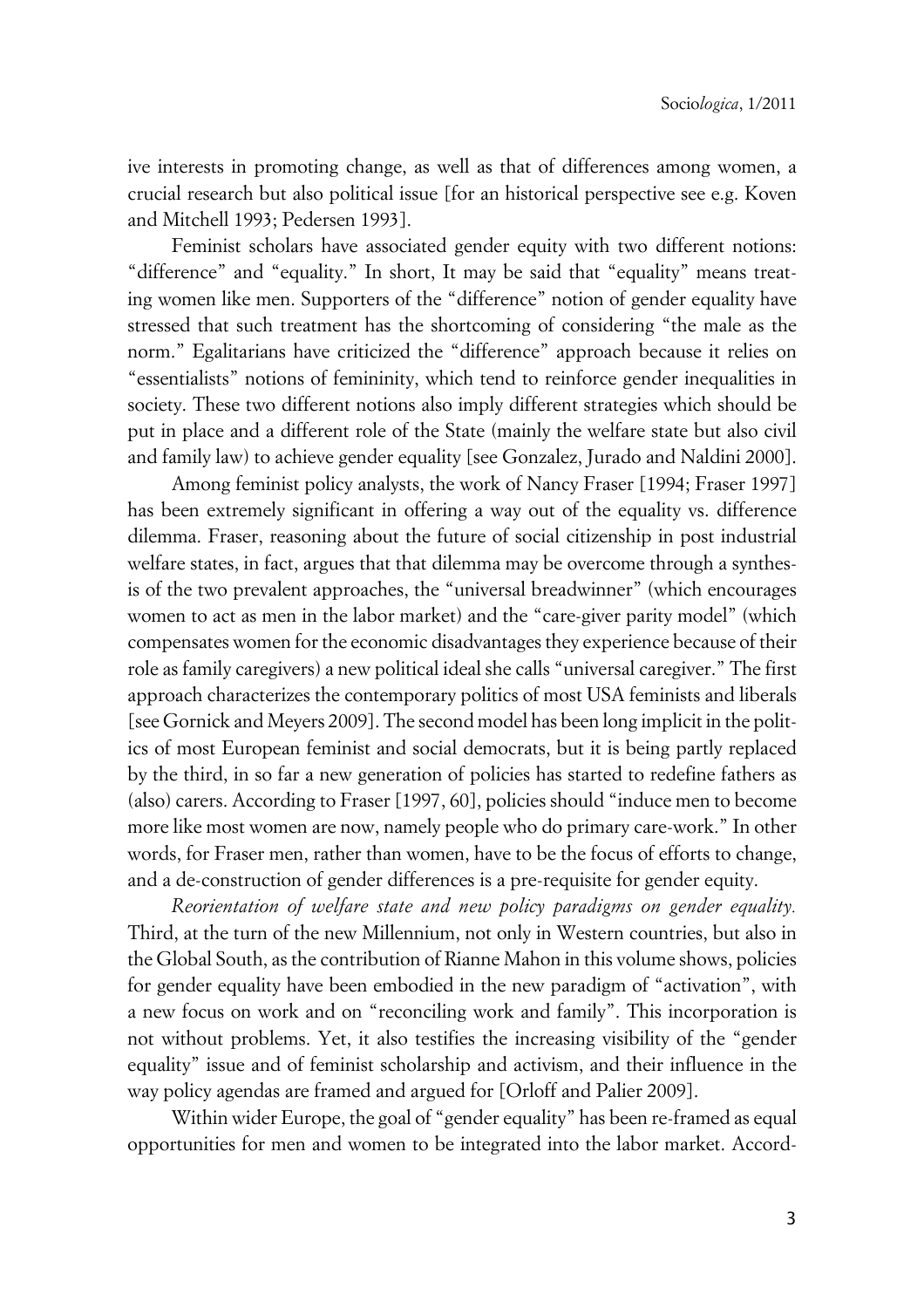ive interests in promoting change, as well as that of differences among women, a crucial research but also political issue [for an historical perspective see e.g. Koven and Mitchell 1993; Pedersen 1993].

Feminist scholars have associated gender equity with two different notions: "difference" and "equality." In short, It may be said that "equality" means treating women like men. Supporters of the "difference" notion of gender equality have stressed that such treatment has the shortcoming of considering "the male as the norm." Egalitarians have criticized the "difference" approach because it relies on "essentialists" notions of femininity, which tend to reinforce gender inequalities in society. These two different notions also imply different strategies which should be put in place and a different role of the State (mainly the welfare state but also civil and family law) to achieve gender equality [see Gonzalez, Jurado and Naldini 2000].

Among feminist policy analysts, the work of Nancy Fraser [1994; Fraser 1997] has been extremely significant in offering a way out of the equality vs. difference dilemma. Fraser, reasoning about the future of social citizenship in post industrial welfare states, in fact, argues that that dilemma may be overcome through a synthesis of the two prevalent approaches, the "universal breadwinner" (which encourages women to act as men in the labor market) and the "care-giver parity model" (which compensates women for the economic disadvantages they experience because of their role as family caregivers) a new political ideal she calls "universal caregiver." The first approach characterizes the contemporary politics of most USA feminists and liberals [see Gornick and Meyers 2009]. The second model has been long implicit in the politics of most European feminist and social democrats, but it is being partly replaced by the third, in so far a new generation of policies has started to redefine fathers as (also) carers. According to Fraser [1997, 60], policies should "induce men to become more like most women are now, namely people who do primary care-work." In other words, for Fraser men, rather than women, have to be the focus of efforts to change, and a de-construction of gender differences is a pre-requisite for gender equity.

*Reorientation of welfare state and new policy paradigms on gender equality.* Third, at the turn of the new Millennium, not only in Western countries, but also in the Global South, as the contribution of Rianne Mahon in this volume shows, policies for gender equality have been embodied in the new paradigm of "activation", with a new focus on work and on "reconciling work and family". This incorporation is not without problems. Yet, it also testifies the increasing visibility of the "gender equality" issue and of feminist scholarship and activism, and their influence in the way policy agendas are framed and argued for [Orloff and Palier 2009].

Within wider Europe, the goal of "gender equality" has been re-framed as equal opportunities for men and women to be integrated into the labor market. Accord-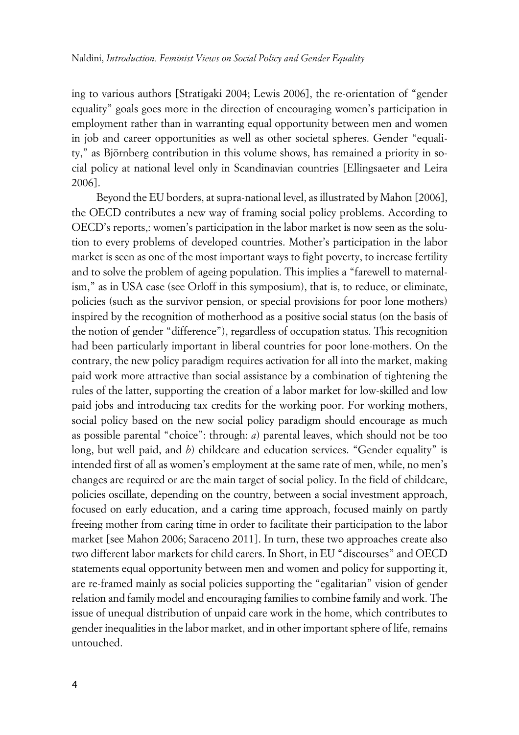ing to various authors [Stratigaki 2004; Lewis 2006], the re-orientation of "gender equality" goals goes more in the direction of encouraging women's participation in employment rather than in warranting equal opportunity between men and women in job and career opportunities as well as other societal spheres. Gender "equality," as Björnberg contribution in this volume shows, has remained a priority in social policy at national level only in Scandinavian countries [Ellingsaeter and Leira 2006].

Beyond the EU borders, at supra-national level, as illustrated by Mahon [2006], the OECD contributes a new way of framing social policy problems. According to OECD's reports,: women's participation in the labor market is now seen as the solution to every problems of developed countries. Mother's participation in the labor market is seen as one of the most important ways to fight poverty, to increase fertility and to solve the problem of ageing population. This implies a "farewell to maternalism," as in USA case (see Orloff in this symposium), that is, to reduce, or eliminate, policies (such as the survivor pension, or special provisions for poor lone mothers) inspired by the recognition of motherhood as a positive social status (on the basis of the notion of gender "difference"), regardless of occupation status. This recognition had been particularly important in liberal countries for poor lone-mothers. On the contrary, the new policy paradigm requires activation for all into the market, making paid work more attractive than social assistance by a combination of tightening the rules of the latter, supporting the creation of a labor market for low-skilled and low paid jobs and introducing tax credits for the working poor. For working mothers, social policy based on the new social policy paradigm should encourage as much as possible parental "choice": through: *a*) parental leaves, which should not be too long, but well paid, and *b*) childcare and education services. "Gender equality" is intended first of all as women's employment at the same rate of men, while, no men's changes are required or are the main target of social policy. In the field of childcare, policies oscillate, depending on the country, between a social investment approach, focused on early education, and a caring time approach, focused mainly on partly freeing mother from caring time in order to facilitate their participation to the labor market [see Mahon 2006; Saraceno 2011]. In turn, these two approaches create also two different labor markets for child carers. In Short, in EU "discourses" and OECD statements equal opportunity between men and women and policy for supporting it, are re-framed mainly as social policies supporting the "egalitarian" vision of gender relation and family model and encouraging families to combine family and work. The issue of unequal distribution of unpaid care work in the home, which contributes to gender inequalities in the labor market, and in other important sphere of life, remains untouched.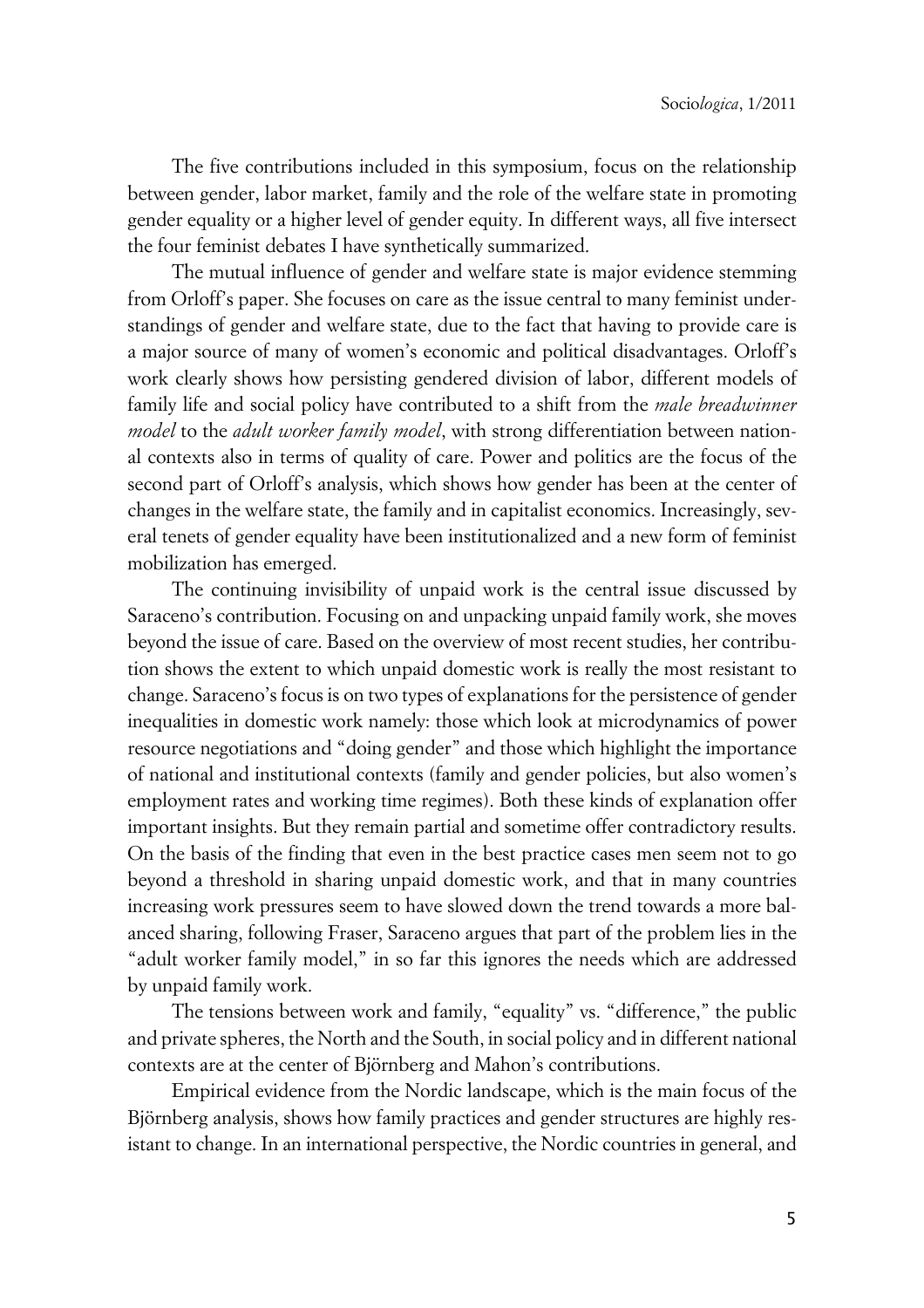The five contributions included in this symposium, focus on the relationship between gender, labor market, family and the role of the welfare state in promoting gender equality or a higher level of gender equity. In different ways, all five intersect the four feminist debates I have synthetically summarized.

The mutual influence of gender and welfare state is major evidence stemming from Orloff's paper. She focuses on care as the issue central to many feminist understandings of gender and welfare state, due to the fact that having to provide care is a major source of many of women's economic and political disadvantages. Orloff's work clearly shows how persisting gendered division of labor, different models of family life and social policy have contributed to a shift from the *male breadwinner model* to the *adult worker family model*, with strong differentiation between national contexts also in terms of quality of care. Power and politics are the focus of the second part of Orloff's analysis, which shows how gender has been at the center of changes in the welfare state, the family and in capitalist economics. Increasingly, several tenets of gender equality have been institutionalized and a new form of feminist mobilization has emerged.

The continuing invisibility of unpaid work is the central issue discussed by Saraceno's contribution. Focusing on and unpacking unpaid family work, she moves beyond the issue of care. Based on the overview of most recent studies, her contribution shows the extent to which unpaid domestic work is really the most resistant to change. Saraceno's focus is on two types of explanations for the persistence of gender inequalities in domestic work namely: those which look at microdynamics of power resource negotiations and "doing gender" and those which highlight the importance of national and institutional contexts (family and gender policies, but also women's employment rates and working time regimes). Both these kinds of explanation offer important insights. But they remain partial and sometime offer contradictory results. On the basis of the finding that even in the best practice cases men seem not to go beyond a threshold in sharing unpaid domestic work, and that in many countries increasing work pressures seem to have slowed down the trend towards a more balanced sharing, following Fraser, Saraceno argues that part of the problem lies in the "adult worker family model," in so far this ignores the needs which are addressed by unpaid family work.

The tensions between work and family, "equality" vs. "difference," the public and private spheres, the North and the South, in social policy and in different national contexts are at the center of Björnberg and Mahon's contributions.

Empirical evidence from the Nordic landscape, which is the main focus of the Björnberg analysis, shows how family practices and gender structures are highly resistant to change. In an international perspective, the Nordic countries in general, and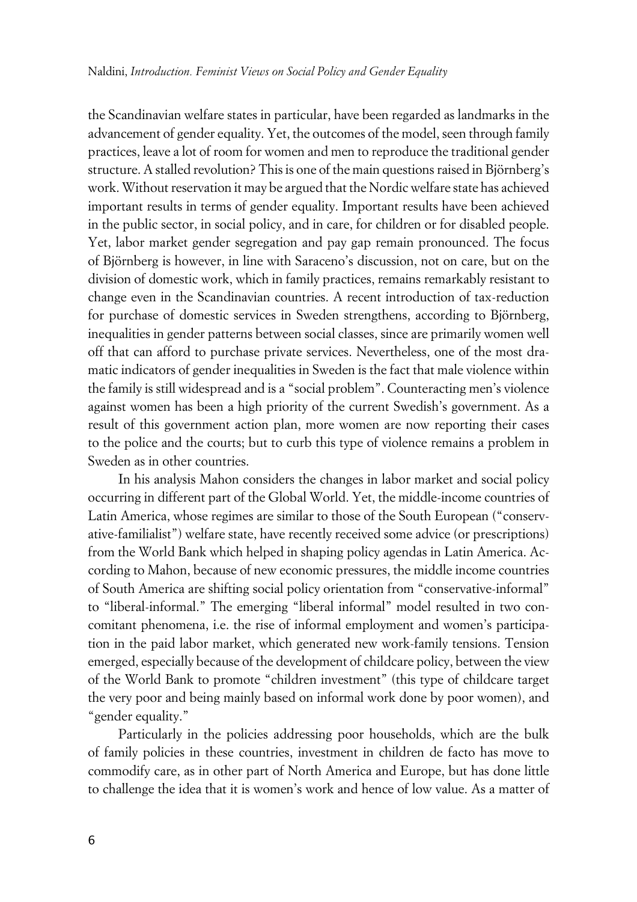the Scandinavian welfare states in particular, have been regarded as landmarks in the advancement of gender equality. Yet, the outcomes of the model, seen through family practices, leave a lot of room for women and men to reproduce the traditional gender structure. A stalled revolution? This is one of the main questions raised in Björnberg's work. Without reservation it may be argued that the Nordic welfare state has achieved important results in terms of gender equality. Important results have been achieved in the public sector, in social policy, and in care, for children or for disabled people. Yet, labor market gender segregation and pay gap remain pronounced. The focus of Björnberg is however, in line with Saraceno's discussion, not on care, but on the division of domestic work, which in family practices, remains remarkably resistant to change even in the Scandinavian countries. A recent introduction of tax-reduction for purchase of domestic services in Sweden strengthens, according to Björnberg, inequalities in gender patterns between social classes, since are primarily women well off that can afford to purchase private services. Nevertheless, one of the most dramatic indicators of gender inequalities in Sweden is the fact that male violence within the family is still widespread and is a "social problem". Counteracting men's violence against women has been a high priority of the current Swedish's government. As a result of this government action plan, more women are now reporting their cases to the police and the courts; but to curb this type of violence remains a problem in Sweden as in other countries.

In his analysis Mahon considers the changes in labor market and social policy occurring in different part of the Global World. Yet, the middle-income countries of Latin America, whose regimes are similar to those of the South European ("conservative-familialist") welfare state, have recently received some advice (or prescriptions) from the World Bank which helped in shaping policy agendas in Latin America. According to Mahon, because of new economic pressures, the middle income countries of South America are shifting social policy orientation from "conservative-informal" to "liberal-informal." The emerging "liberal informal" model resulted in two concomitant phenomena, i.e. the rise of informal employment and women's participation in the paid labor market, which generated new work-family tensions. Tension emerged, especially because of the development of childcare policy, between the view of the World Bank to promote "children investment" (this type of childcare target the very poor and being mainly based on informal work done by poor women), and "gender equality."

Particularly in the policies addressing poor households, which are the bulk of family policies in these countries, investment in children de facto has move to commodify care, as in other part of North America and Europe, but has done little to challenge the idea that it is women's work and hence of low value. As a matter of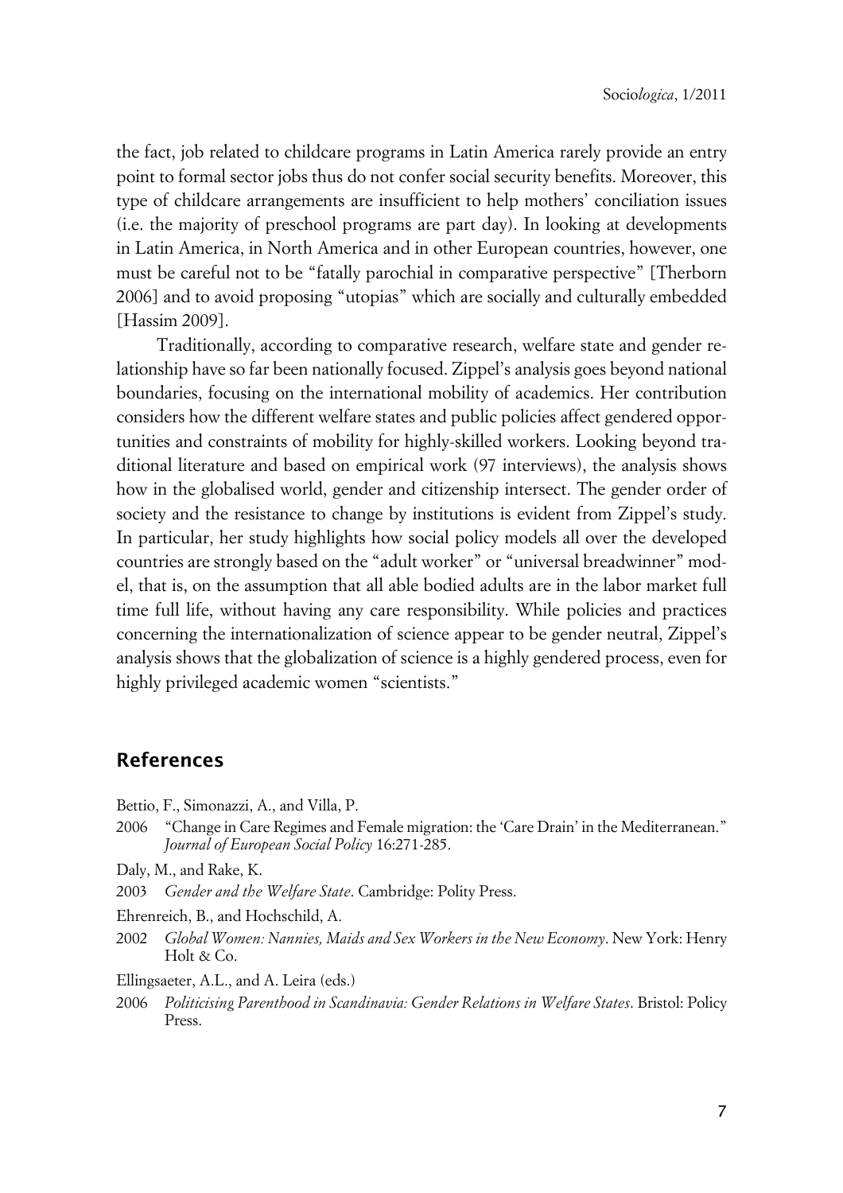the fact, job related to childcare programs in Latin America rarely provide an entry point to formal sector jobs thus do not confer social security benefits. Moreover, this type of childcare arrangements are insufficient to help mothers' conciliation issues (i.e. the majority of preschool programs are part day). In looking at developments in Latin America, in North America and in other European countries, however, one must be careful not to be "fatally parochial in comparative perspective" [Therborn 2006] and to avoid proposing "utopias" which are socially and culturally embedded [Hassim 2009].

Traditionally, according to comparative research, welfare state and gender relationship have so far been nationally focused. Zippel's analysis goes beyond national boundaries, focusing on the international mobility of academics. Her contribution considers how the different welfare states and public policies affect gendered opportunities and constraints of mobility for highly-skilled workers. Looking beyond traditional literature and based on empirical work (97 interviews), the analysis shows how in the globalised world, gender and citizenship intersect. The gender order of society and the resistance to change by institutions is evident from Zippel's study. In particular, her study highlights how social policy models all over the developed countries are strongly based on the "adult worker" or "universal breadwinner" model, that is, on the assumption that all able bodied adults are in the labor market full time full life, without having any care responsibility. While policies and practices concerning the internationalization of science appear to be gender neutral, Zippel's analysis shows that the globalization of science is a highly gendered process, even for highly privileged academic women "scientists."

## References

Bettio, F., Simonazzi, A., and Villa, P.

2006 "Change in Care Regimes and Female migration: the 'Care Drain' in the Mediterranean." *Journal of European Social Policy* 16:271-285.

Daly, M., and Rake, K.

2003 *Gender and the Welfare State*. Cambridge: Polity Press.

Ehrenreich, B., and Hochschild, A.

2002 *Global Women: Nannies, Maids and Sex Workers in the New Economy*. New York: Henry Holt & Co.

Ellingsaeter, A.L., and A. Leira (eds.)

2006 *Politicising Parenthood in Scandinavia: Gender Relations in Welfare States*. Bristol: Policy Press.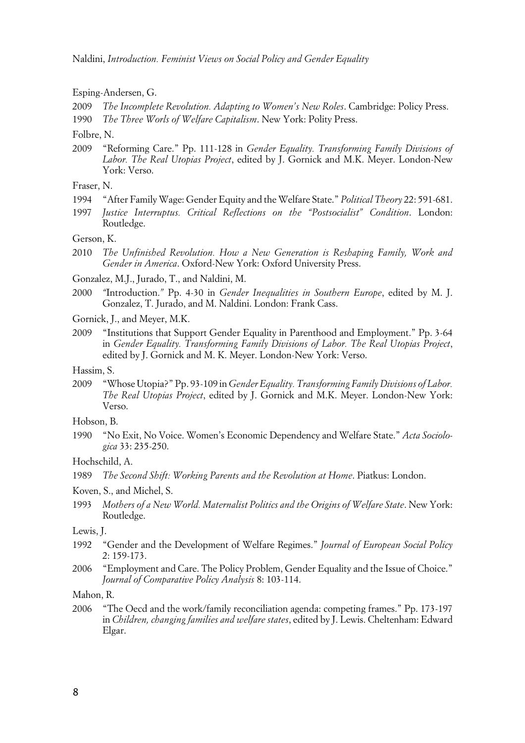Esping-Andersen, G.

2009 *The Incomplete Revolution. Adapting to Women's New Roles*. Cambridge: Policy Press.

1990 *The Three Worls of Welfare Capitalism*. New York: Polity Press.

Folbre, N.

2009 "Reforming Care." Pp. 111-128 in *Gender Equality. Transforming Family Divisions of Labor. The Real Utopias Project*, edited by J. Gornick and M.K. Meyer. London-New York: Verso.

Fraser, N.

1994 "After Family Wage: Gender Equity and the Welfare State." *Political Theory* 22: 591-681.

1997 *Justice Interruptus. Critical Reflections on the "Postsocialist" Condition*. London: Routledge.

Gerson, K.

2010 *The Unfinished Revolution. How a New Generation is Reshaping Family, Work and Gender in America*. Oxford-New York: Oxford University Press.

Gonzalez, M.J., Jurado, T., and Naldini, M.

2000 "Introduction." Pp. 4-30 in *Gender Inequalities in Southern Europe*, edited by M. J. Gonzalez, T. Jurado, and M. Naldini. London: Frank Cass.

Gornick, J., and Meyer, M.K.

2009 "Institutions that Support Gender Equality in Parenthood and Employment." Pp. 3-64 in *Gender Equality. Transforming Family Divisions of Labor. The Real Utopias Project*, edited by J. Gornick and M. K. Meyer. London-New York: Verso.

Hassim, S.

2009 "Whose Utopia?" Pp. 93-109 in *Gender Equality. Transforming Family Divisions of Labor. The Real Utopias Project*, edited by J. Gornick and M.K. Meyer. London-New York: Verso.

Hobson, B.

1990 "No Exit, No Voice. Women's Economic Dependency and Welfare State." *Acta Sociologica* 33: 235-250.

Hochschild, A.

1989 *The Second Shift: Working Parents and the Revolution at Home*. Piatkus: London.

Koven, S., and Michel, S.

1993 *Mothers of a New World. Maternalist Politics and the Origins of Welfare State*. New York: Routledge.

Lewis, J.

1992 "Gender and the Development of Welfare Regimes." *Journal of European Social Policy* 2: 159-173.

2006 "Employment and Care. The Policy Problem, Gender Equality and the Issue of Choice." *Journal of Comparative Policy Analysis* 8: 103-114.

Mahon, R.

2006 "The Oecd and the work/family reconciliation agenda: competing frames." Pp. 173-197 in *Children, changing families and welfare states*, edited by J. Lewis. Cheltenham: Edward Elgar.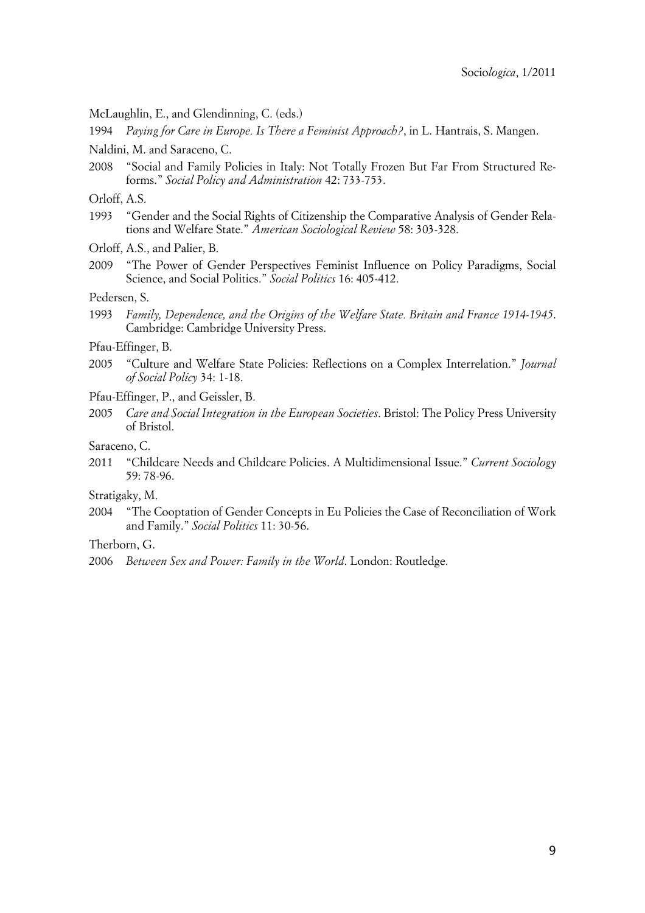McLaughlin, E., and Glendinning, C. (eds.)

1994 *Paying for Care in Europe. Is There a Feminist Approach?*, in L. Hantrais, S. Mangen.

Naldini, M. and Saraceno, C.

2008 "Social and Family Policies in Italy: Not Totally Frozen But Far From Structured Reforms." *Social Policy and Administration* 42: 733-753.

Orloff, A.S.

1993 "Gender and the Social Rights of Citizenship the Comparative Analysis of Gender Relations and Welfare State." *American Sociological Review* 58: 303-328.

Orloff, A.S., and Palier, B.

2009 "The Power of Gender Perspectives Feminist Influence on Policy Paradigms, Social Science, and Social Politics." *Social Politics* 16: 405-412.

Pedersen, S.

1993 *Family, Dependence, and the Origins of the Welfare State. Britain and France 1914-1945*. Cambridge: Cambridge University Press.

Pfau-Effinger, B.

2005 "Culture and Welfare State Policies: Reflections on a Complex Interrelation." *Journal of Social Policy* 34: 1-18.

Pfau-Effinger, P., and Geissler, B.

2005 *Care and Social Integration in the European Societies*. Bristol: The Policy Press University of Bristol.

Saraceno, C.

2011 "Childcare Needs and Childcare Policies. A Multidimensional Issue." *Current Sociology* 59: 78-96.

Stratigaky, M.

2004 "The Cooptation of Gender Concepts in Eu Policies the Case of Reconciliation of Work and Family." *Social Politics* 11: 30-56.

Therborn, G.

2006 *Between Sex and Power: Family in the World*. London: Routledge.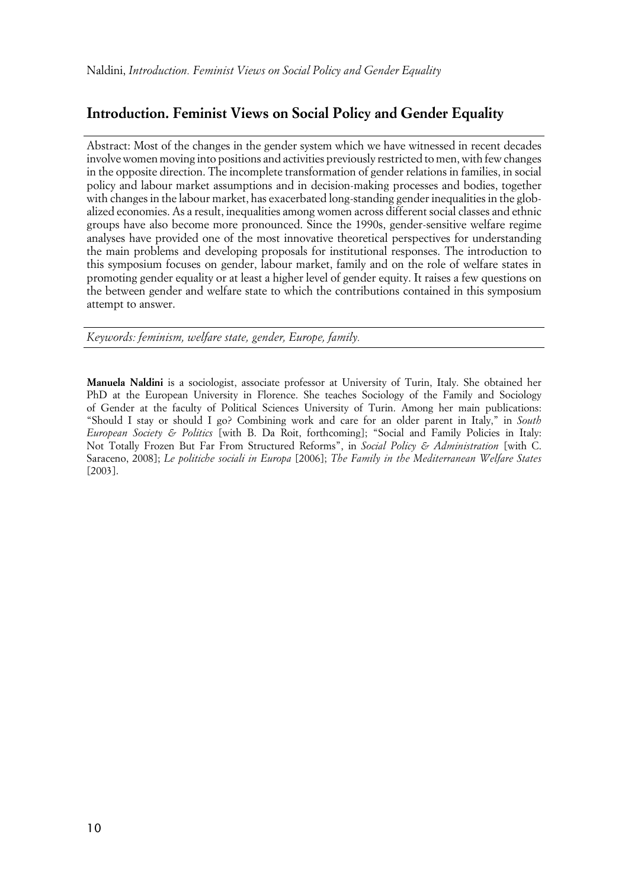## Introduction. Feminist Views on Social Policy and Gender Equality

Abstract: Most of the changes in the gender system which we have witnessed in recent decades involve women moving into positions and activities previously restricted to men, with few changes in the opposite direction. The incomplete transformation of gender relations in families, in social policy and labour market assumptions and in decision-making processes and bodies, together with changes in the labour market, has exacerbated long-standing gender inequalities in the globalized economies. As a result, inequalities among women across different social classes and ethnic groups have also become more pronounced. Since the 1990s, gender-sensitive welfare regime analyses have provided one of the most innovative theoretical perspectives for understanding the main problems and developing proposals for institutional responses. The introduction to this symposium focuses on gender, labour market, family and on the role of welfare states in promoting gender equality or at least a higher level of gender equity. It raises a few questions on the between gender and welfare state to which the contributions contained in this symposium attempt to answer.

*Keywords: feminism, welfare state, gender, Europe, family.*

**Manuela Naldini** is a sociologist, associate professor at University of Turin, Italy. She obtained her PhD at the European University in Florence. She teaches Sociology of the Family and Sociology of Gender at the faculty of Political Sciences University of Turin. Among her main publications: "Should I stay or should I go? Combining work and care for an older parent in Italy," in *South European Society & Politics* [with B. Da Roit, forthcoming]; "Social and Family Policies in Italy: Not Totally Frozen But Far From Structured Reforms", in *Social Policy & Administration* [with C. Saraceno, 2008]; *Le politiche sociali in Europa* [2006]; *The Family in the Mediterranean Welfare States* [2003].